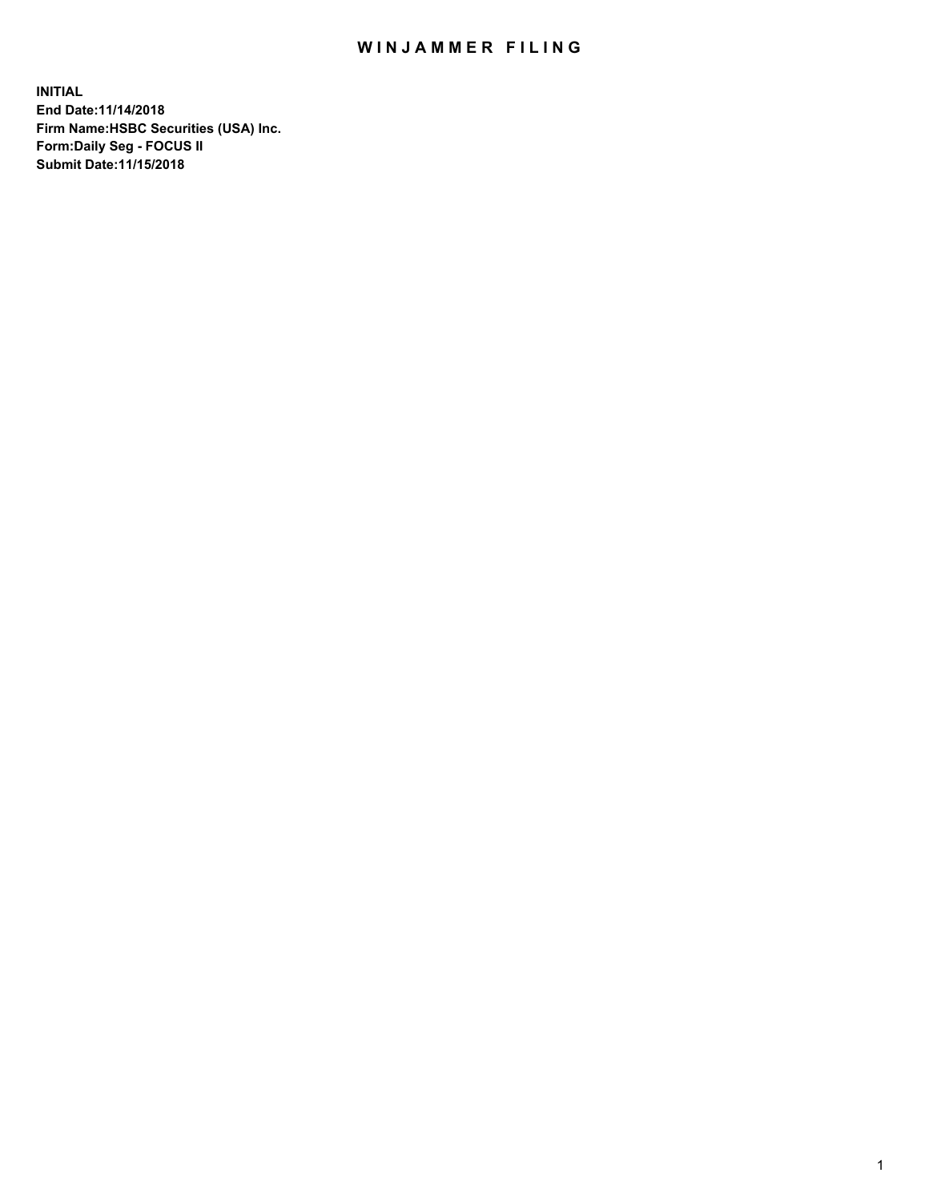# WINJAMMER FILING

**INITIAL**
**End Date:11/14/2018**
**Firm Name:HSBC Securities (USA) Inc.**
**Form:Daily Seg - FOCUS II**
**Submit Date:11/15/2018**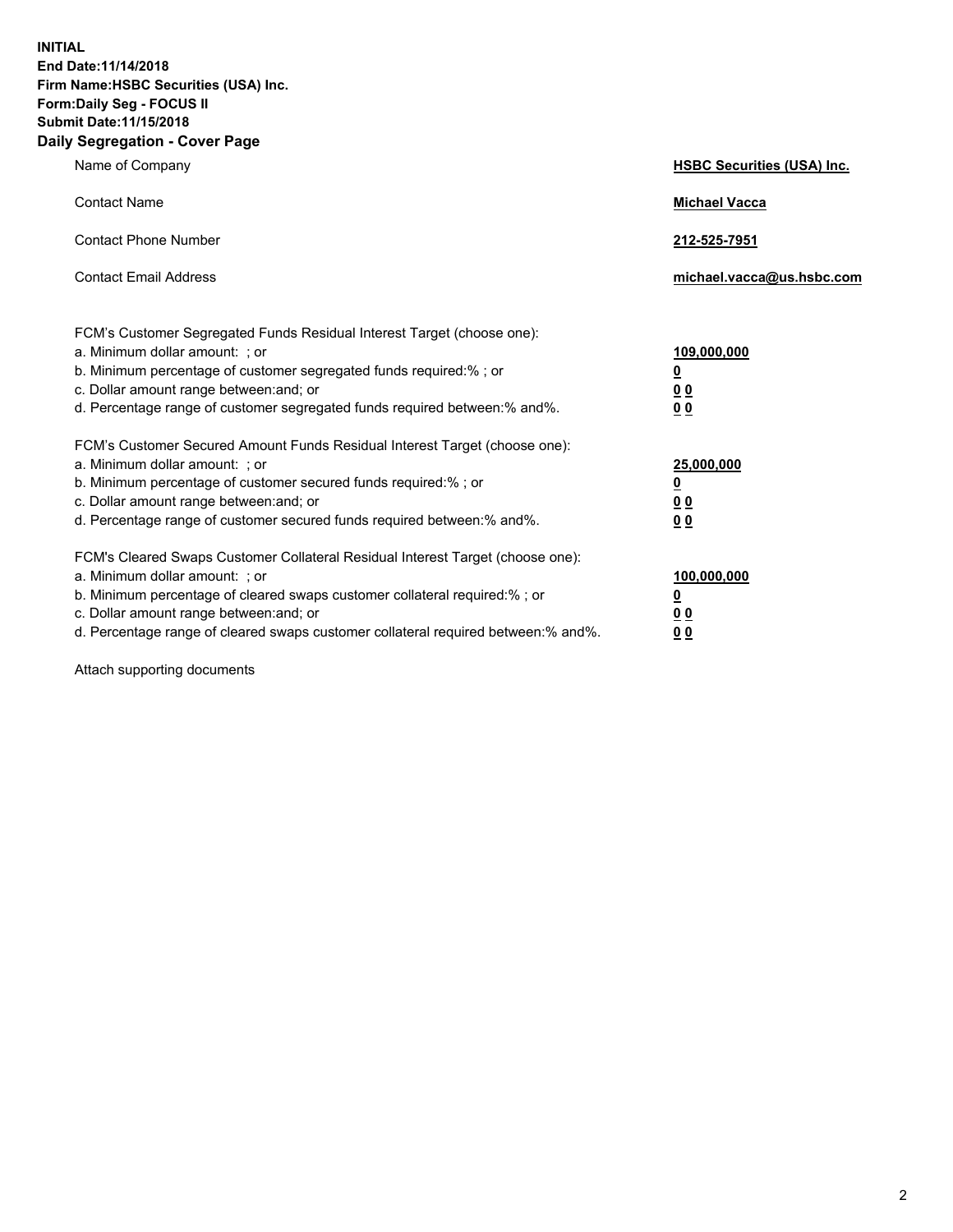**INITIAL**
**End Date:11/14/2018**
**Firm Name:HSBC Securities (USA) Inc.**
**Form:Daily Seg - FOCUS II**
**Submit Date:11/15/2018**

## Daily Segregation - Cover Page

| | |
|---|---|
| Name of Company | **HSBC Securities (USA) Inc.** |
| Contact Name | **Michael Vacca** |
| Contact Phone Number | **212-525-7951** |
| Contact Email Address | **michael.vacca@us.hsbc.com** |

| | |
|---|---|
| FCM's Customer Segregated Funds Residual Interest Target (choose one): | |
| a. Minimum dollar amount: ; or | **109,000,000** |
| b. Minimum percentage of customer segregated funds required:% ; or | **0** |
| c. Dollar amount range between:and; or | **0 0** |
| d. Percentage range of customer segregated funds required between:% and%. | **0 0** |
| FCM's Customer Secured Amount Funds Residual Interest Target (choose one): | |
| a. Minimum dollar amount: ; or | **25,000,000** |
| b. Minimum percentage of customer secured funds required:% ; or | **0** |
| c. Dollar amount range between:and; or | **0 0** |
| d. Percentage range of customer secured funds required between:% and%. | **0 0** |
| FCM's Cleared Swaps Customer Collateral Residual Interest Target (choose one): | |
| a. Minimum dollar amount: ; or | **100,000,000** |
| b. Minimum percentage of cleared swaps customer collateral required:% ; or | **0** |
| c. Dollar amount range between:and; or | **0 0** |
| d. Percentage range of cleared swaps customer collateral required between:% and%. | **0 0** |

Attach supporting documents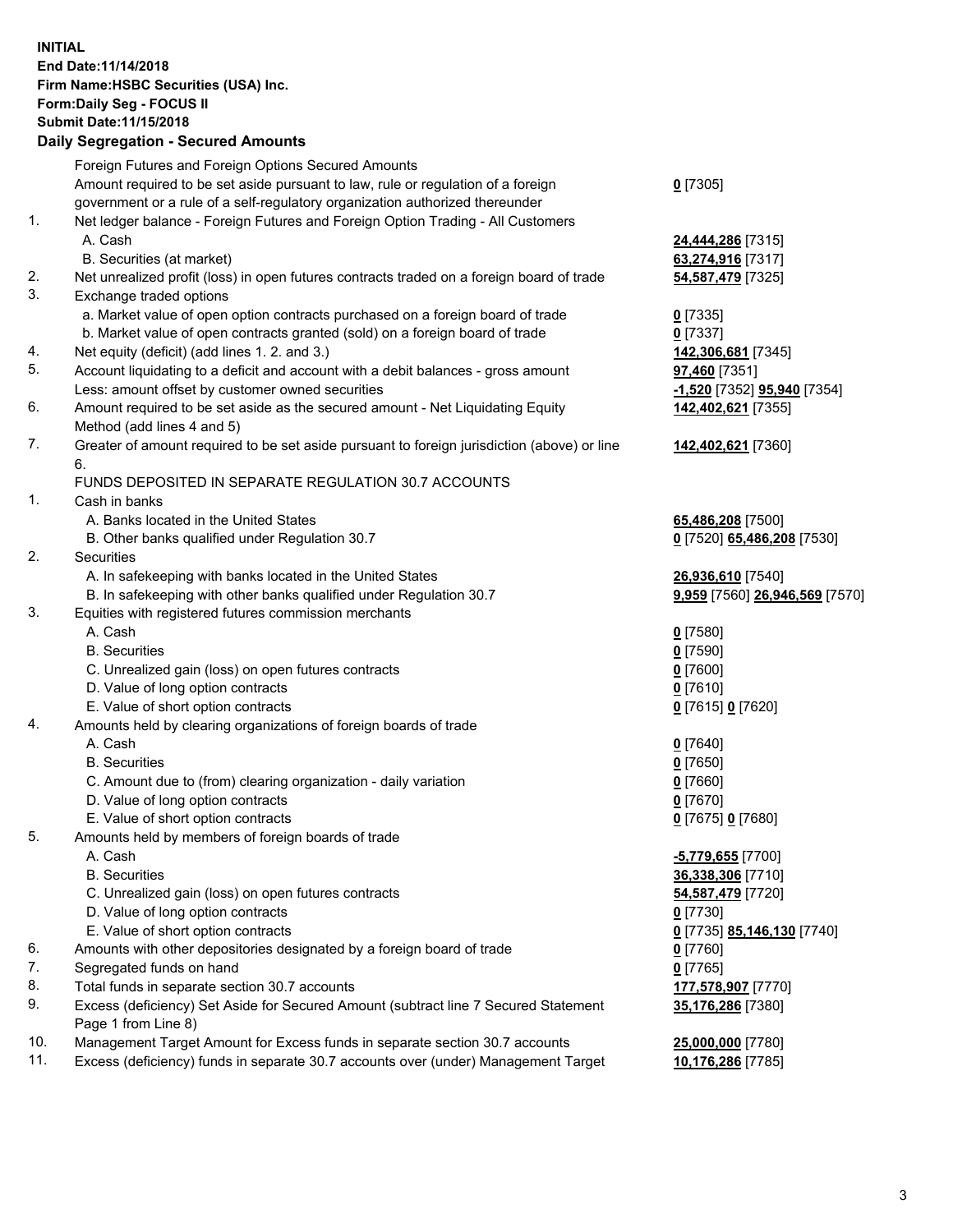**INITIAL**
**End Date:11/14/2018**
**Firm Name:HSBC Securities (USA) Inc.**
**Form:Daily Seg - FOCUS II**
**Submit Date:11/15/2018**

## Daily Segregation - Secured Amounts

| | | |
|---|---|---|
| | Foreign Futures and Foreign Options Secured Amounts | |
| | Amount required to be set aside pursuant to law, rule or regulation of a foreign government or a rule of a self-regulatory organization authorized thereunder | **0** [7305] |
| 1. | Net ledger balance - Foreign Futures and Foreign Option Trading - All Customers | |
| | A. Cash | **24,444,286** [7315] |
| | B. Securities (at market) | **63,274,916** [7317] |
| 2. | Net unrealized profit (loss) in open futures contracts traded on a foreign board of trade | **54,587,479** [7325] |
| 3. | Exchange traded options | |
| | a. Market value of open option contracts purchased on a foreign board of trade | **0** [7335] |
| | b. Market value of open contracts granted (sold) on a foreign board of trade | **0** [7337] |
| 4. | Net equity (deficit) (add lines 1. 2. and 3.) | **142,306,681** [7345] |
| 5. | Account liquidating to a deficit and account with a debit balances - gross amount | **97,460** [7351] |
| | Less: amount offset by customer owned securities | **-1,520** [7352] **95,940** [7354] |
| 6. | Amount required to be set aside as the secured amount - Net Liquidating Equity Method (add lines 4 and 5) | **142,402,621** [7355] |
| 7. | Greater of amount required to be set aside pursuant to foreign jurisdiction (above) or line 6. | **142,402,621** [7360] |
| | FUNDS DEPOSITED IN SEPARATE REGULATION 30.7 ACCOUNTS | |
| 1. | Cash in banks | |
| | A. Banks located in the United States | **65,486,208** [7500] |
| | B. Other banks qualified under Regulation 30.7 | **0** [7520] **65,486,208** [7530] |
| 2. | Securities | |
| | A. In safekeeping with banks located in the United States | **26,936,610** [7540] |
| | B. In safekeeping with other banks qualified under Regulation 30.7 | **9,959** [7560] **26,946,569** [7570] |
| 3. | Equities with registered futures commission merchants | |
| | A. Cash | **0** [7580] |
| | B. Securities | **0** [7590] |
| | C. Unrealized gain (loss) on open futures contracts | **0** [7600] |
| | D. Value of long option contracts | **0** [7610] |
| | E. Value of short option contracts | **0** [7615] **0** [7620] |
| 4. | Amounts held by clearing organizations of foreign boards of trade | |
| | A. Cash | **0** [7640] |
| | B. Securities | **0** [7650] |
| | C. Amount due to (from) clearing organization - daily variation | **0** [7660] |
| | D. Value of long option contracts | **0** [7670] |
| | E. Value of short option contracts | **0** [7675] **0** [7680] |
| 5. | Amounts held by members of foreign boards of trade | |
| | A. Cash | **-5,779,655** [7700] |
| | B. Securities | **36,338,306** [7710] |
| | C. Unrealized gain (loss) on open futures contracts | **54,587,479** [7720] |
| | D. Value of long option contracts | **0** [7730] |
| | E. Value of short option contracts | **0** [7735] **85,146,130** [7740] |
| 6. | Amounts with other depositories designated by a foreign board of trade | **0** [7760] |
| 7. | Segregated funds on hand | **0** [7765] |
| 8. | Total funds in separate section 30.7 accounts | **177,578,907** [7770] |
| 9. | Excess (deficiency) Set Aside for Secured Amount (subtract line 7 Secured Statement Page 1 from Line 8) | **35,176,286** [7380] |
| 10. | Management Target Amount for Excess funds in separate section 30.7 accounts | **25,000,000** [7780] |
| 11. | Excess (deficiency) funds in separate 30.7 accounts over (under) Management Target | **10,176,286** [7785] |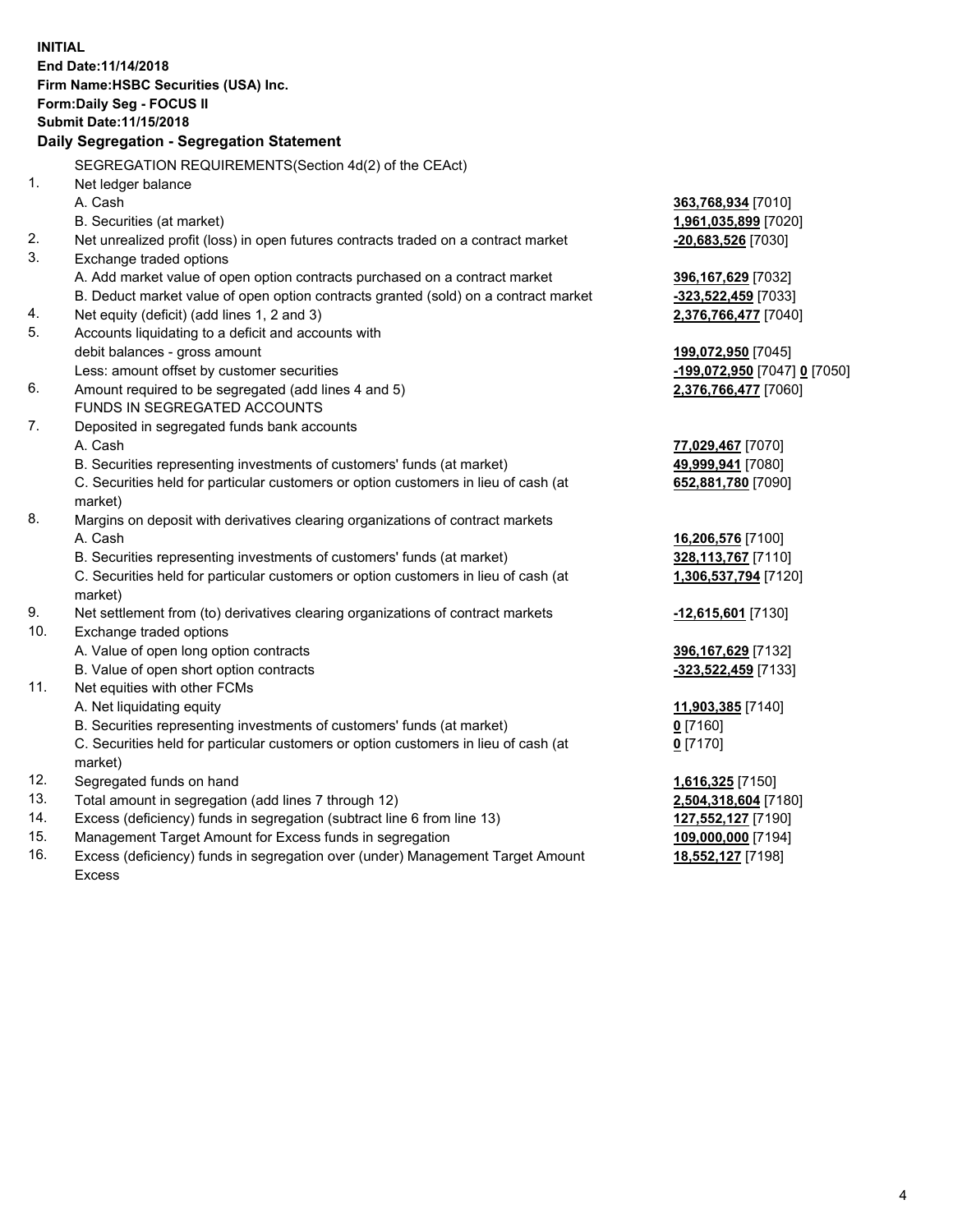**INITIAL**
**End Date:11/14/2018**
**Firm Name:HSBC Securities (USA) Inc.**
**Form:Daily Seg - FOCUS II**
**Submit Date:11/15/2018**

**Daily Segregation - Segregation Statement**

SEGREGATION REQUIREMENTS(Section 4d(2) of the CEAct)

| | | |
|---|---|---|
| 1. | Net ledger balance | |
| | A. Cash | **363,768,934** [7010] |
| | B. Securities (at market) | **1,961,035,899** [7020] |
| 2. | Net unrealized profit (loss) in open futures contracts traded on a contract market | **-20,683,526** [7030] |
| 3. | Exchange traded options | |
| | A. Add market value of open option contracts purchased on a contract market | **396,167,629** [7032] |
| | B. Deduct market value of open option contracts granted (sold) on a contract market | **-323,522,459** [7033] |
| 4. | Net equity (deficit) (add lines 1, 2 and 3) | **2,376,766,477** [7040] |
| 5. | Accounts liquidating to a deficit and accounts with debit balances - gross amount | **199,072,950** [7045] |
| | Less: amount offset by customer securities | **-199,072,950** [7047] **0** [7050] |
| 6. | Amount required to be segregated (add lines 4 and 5) | **2,376,766,477** [7060] |
| | FUNDS IN SEGREGATED ACCOUNTS | |
| 7. | Deposited in segregated funds bank accounts | |
| | A. Cash | **77,029,467** [7070] |
| | B. Securities representing investments of customers' funds (at market) | **49,999,941** [7080] |
| | C. Securities held for particular customers or option customers in lieu of cash (at market) | **652,881,780** [7090] |
| 8. | Margins on deposit with derivatives clearing organizations of contract markets | |
| | A. Cash | **16,206,576** [7100] |
| | B. Securities representing investments of customers' funds (at market) | **328,113,767** [7110] |
| | C. Securities held for particular customers or option customers in lieu of cash (at market) | **1,306,537,794** [7120] |
| 9. | Net settlement from (to) derivatives clearing organizations of contract markets | **-12,615,601** [7130] |
| 10. | Exchange traded options | |
| | A. Value of open long option contracts | **396,167,629** [7132] |
| | B. Value of open short option contracts | **-323,522,459** [7133] |
| 11. | Net equities with other FCMs | |
| | A. Net liquidating equity | **11,903,385** [7140] |
| | B. Securities representing investments of customers' funds (at market) | **0** [7160] |
| | C. Securities held for particular customers or option customers in lieu of cash (at market) | **0** [7170] |
| 12. | Segregated funds on hand | **1,616,325** [7150] |
| 13. | Total amount in segregation (add lines 7 through 12) | **2,504,318,604** [7180] |
| 14. | Excess (deficiency) funds in segregation (subtract line 6 from line 13) | **127,552,127** [7190] |
| 15. | Management Target Amount for Excess funds in segregation | **109,000,000** [7194] |
| 16. | Excess (deficiency) funds in segregation over (under) Management Target Amount Excess | **18,552,127** [7198] |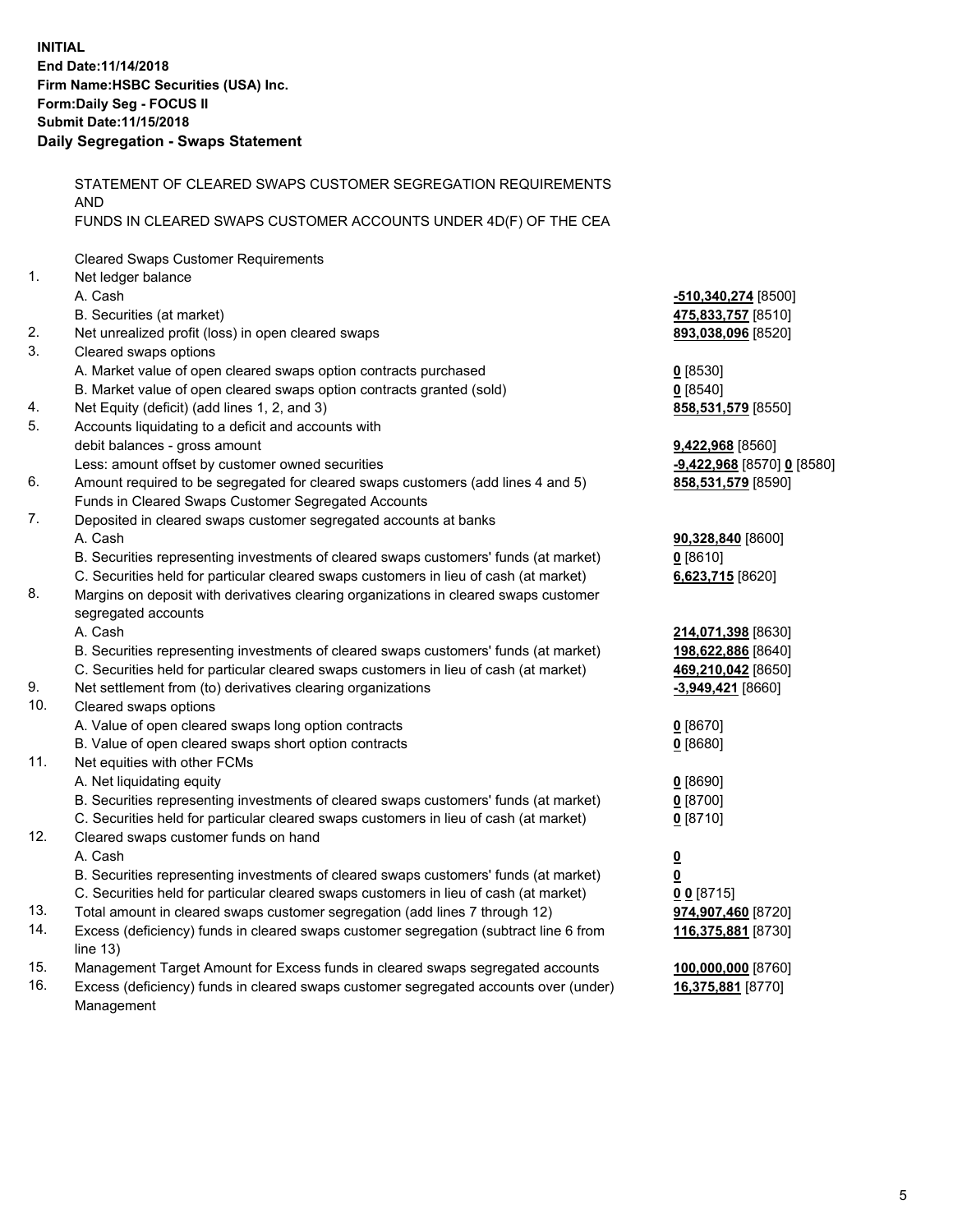**INITIAL**
**End Date:11/14/2018**
**Firm Name:HSBC Securities (USA) Inc.**
**Form:Daily Seg - FOCUS II**
**Submit Date:11/15/2018**
**Daily Segregation - Swaps Statement**

STATEMENT OF CLEARED SWAPS CUSTOMER SEGREGATION REQUIREMENTS AND FUNDS IN CLEARED SWAPS CUSTOMER ACCOUNTS UNDER 4D(F) OF THE CEA

| | | |
|---|---|---|
| | Cleared Swaps Customer Requirements | |
| 1. | Net ledger balance | |
| | A. Cash | **-510,340,274** [8500] |
| | B. Securities (at market) | **475,833,757** [8510] |
| 2. | Net unrealized profit (loss) in open cleared swaps | **893,038,096** [8520] |
| 3. | Cleared swaps options | |
| | A. Market value of open cleared swaps option contracts purchased | **0** [8530] |
| | B. Market value of open cleared swaps option contracts granted (sold) | **0** [8540] |
| 4. | Net Equity (deficit) (add lines 1, 2, and 3) | **858,531,579** [8550] |
| 5. | Accounts liquidating to a deficit and accounts with debit balances - gross amount | **9,422,968** [8560] |
| | Less: amount offset by customer owned securities | **-9,422,968** [8570] **0** [8580] |
| 6. | Amount required to be segregated for cleared swaps customers (add lines 4 and 5) | **858,531,579** [8590] |
| | Funds in Cleared Swaps Customer Segregated Accounts | |
| 7. | Deposited in cleared swaps customer segregated accounts at banks | |
| | A. Cash | **90,328,840** [8600] |
| | B. Securities representing investments of cleared swaps customers' funds (at market) | **0** [8610] |
| | C. Securities held for particular cleared swaps customers in lieu of cash (at market) | **6,623,715** [8620] |
| 8. | Margins on deposit with derivatives clearing organizations in cleared swaps customer segregated accounts | |
| | A. Cash | **214,071,398** [8630] |
| | B. Securities representing investments of cleared swaps customers' funds (at market) | **198,622,886** [8640] |
| | C. Securities held for particular cleared swaps customers in lieu of cash (at market) | **469,210,042** [8650] |
| 9. | Net settlement from (to) derivatives clearing organizations | **-3,949,421** [8660] |
| 10. | Cleared swaps options | |
| | A. Value of open cleared swaps long option contracts | **0** [8670] |
| | B. Value of open cleared swaps short option contracts | **0** [8680] |
| 11. | Net equities with other FCMs | |
| | A. Net liquidating equity | **0** [8690] |
| | B. Securities representing investments of cleared swaps customers' funds (at market) | **0** [8700] |
| | C. Securities held for particular cleared swaps customers in lieu of cash (at market) | **0** [8710] |
| 12. | Cleared swaps customer funds on hand | |
| | A. Cash | **0** |
| | B. Securities representing investments of cleared swaps customers' funds (at market) | **0** |
| | C. Securities held for particular cleared swaps customers in lieu of cash (at market) | **0** **0** [8715] |
| 13. | Total amount in cleared swaps customer segregation (add lines 7 through 12) | **974,907,460** [8720] |
| 14. | Excess (deficiency) funds in cleared swaps customer segregation (subtract line 6 from line 13) | **116,375,881** [8730] |
| 15. | Management Target Amount for Excess funds in cleared swaps segregated accounts | **100,000,000** [8760] |
| 16. | Excess (deficiency) funds in cleared swaps customer segregated accounts over (under) Management | **16,375,881** [8770] |